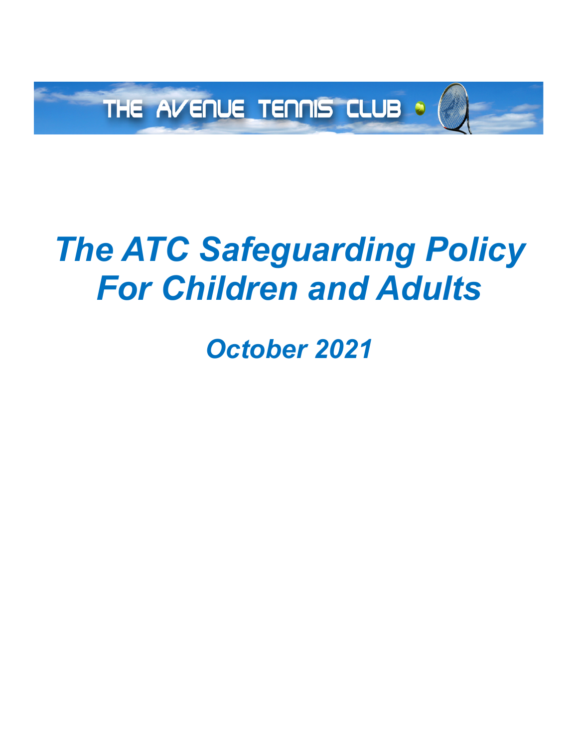THE AVENUE TENNIS CLUB

# *The ATC Safeguarding Policy For Children and Adults*

## *October 2021*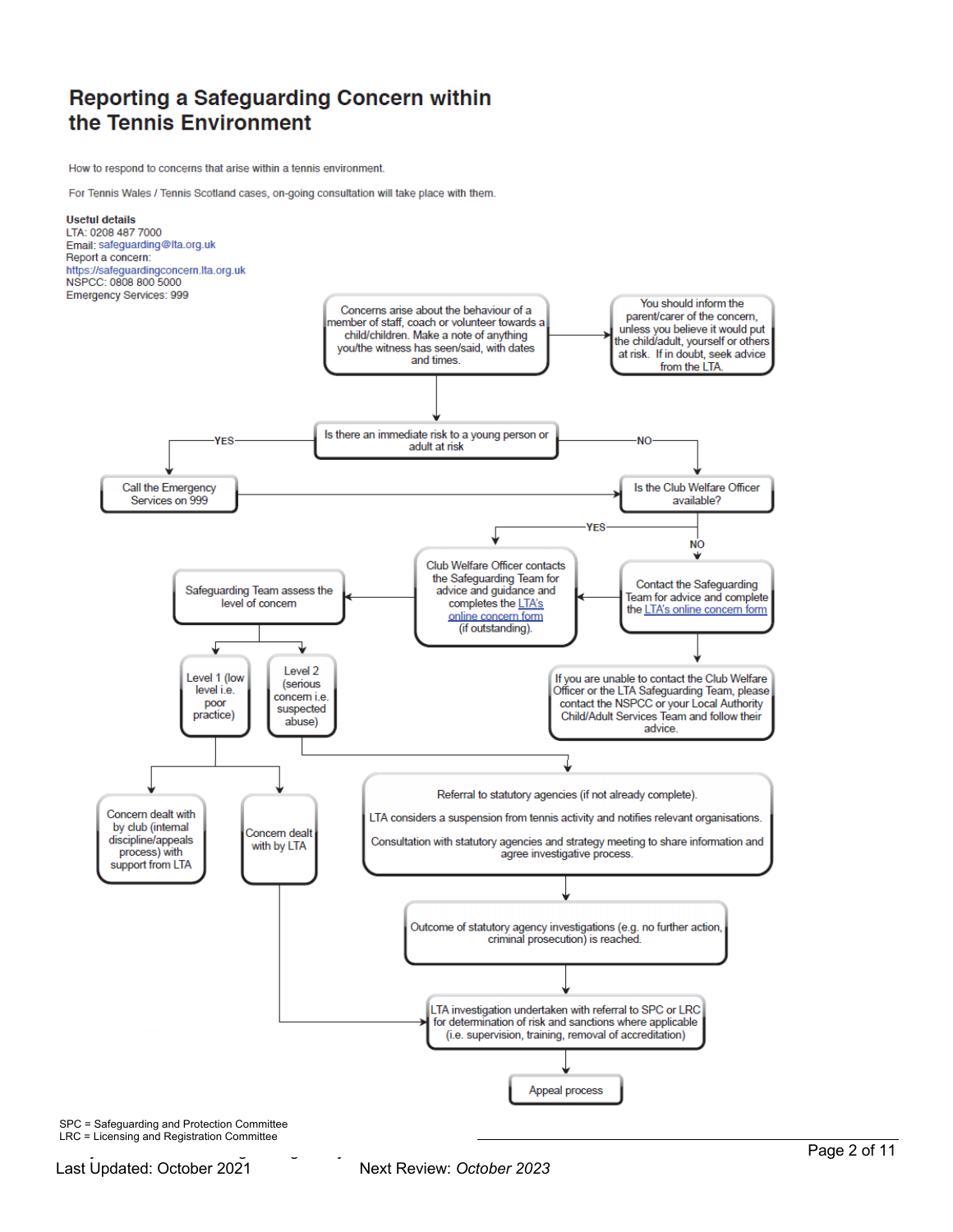# Reporting a Safeguarding Concern within the Tennis Environment

How to respond to concerns that arise within a tennis environment.

For Tennis Wales / Tennis Scotland cases, on-going consultation will take place with them.

**Useful details**
LTA: 0208 487 7000
Email: safeguarding@lta.org.uk
Report a concern:
https://safeguardingconcern.lta.org.uk
NSPCC: 0808 800 5000
Emergency Services: 999

Concerns arise about the behaviour of a member of staff, coach or volunteer towards a child/children. Make a note of anything you/the witness has seen/said, with dates and times.

→ You should inform the parent/carer of the concern, unless you believe it would put the child/adult, yourself or others at risk. If in doubt, seek advice from the LTA.

Is there an immediate risk to a young person or adult at risk

- YES → Call the Emergency Services on 999 → Is the Club Welfare Officer available?
- NO → Is the Club Welfare Officer available?

Is the Club Welfare Officer available?

- YES → Club Welfare Officer contacts the Safeguarding Team for advice and guidance and completes the LTA's online concern form (if outstanding).
- NO → Contact the Safeguarding Team for advice and complete the LTA's online concern form → Club Welfare Officer contacts the Safeguarding Team...
  - If you are unable to contact the Club Welfare Officer or the LTA Safeguarding Team, please contact the NSPCC or your Local Authority Child/Adult Services Team and follow their advice.

Club Welfare Officer contacts the Safeguarding Team → Safeguarding Team assess the level of concern

- Level 1 (low level i.e. poor practice)
  - Concern dealt with by club (internal discipline/appeals process) with support from LTA
  - Concern dealt with by LTA → LTA investigation undertaken with referral to SPC or LRC for determination of risk and sanctions where applicable (i.e. supervision, training, removal of accreditation)
- Level 2 (serious concern i.e. suspected abuse)
  - Referral to statutory agencies (if not already complete).
    LTA considers a suspension from tennis activity and notifies relevant organisations.
    Consultation with statutory agencies and strategy meeting to share information and agree investigative process.
  - → Outcome of statutory agency investigations (e.g. no further action, criminal prosecution) is reached.
  - → LTA investigation undertaken with referral to SPC or LRC for determination of risk and sanctions where applicable (i.e. supervision, training, removal of accreditation)
  - → Appeal process

SPC = Safeguarding and Protection Committee
LRC = Licensing and Registration Committee

Last Updated: October 2021 Next Review: *October 2023*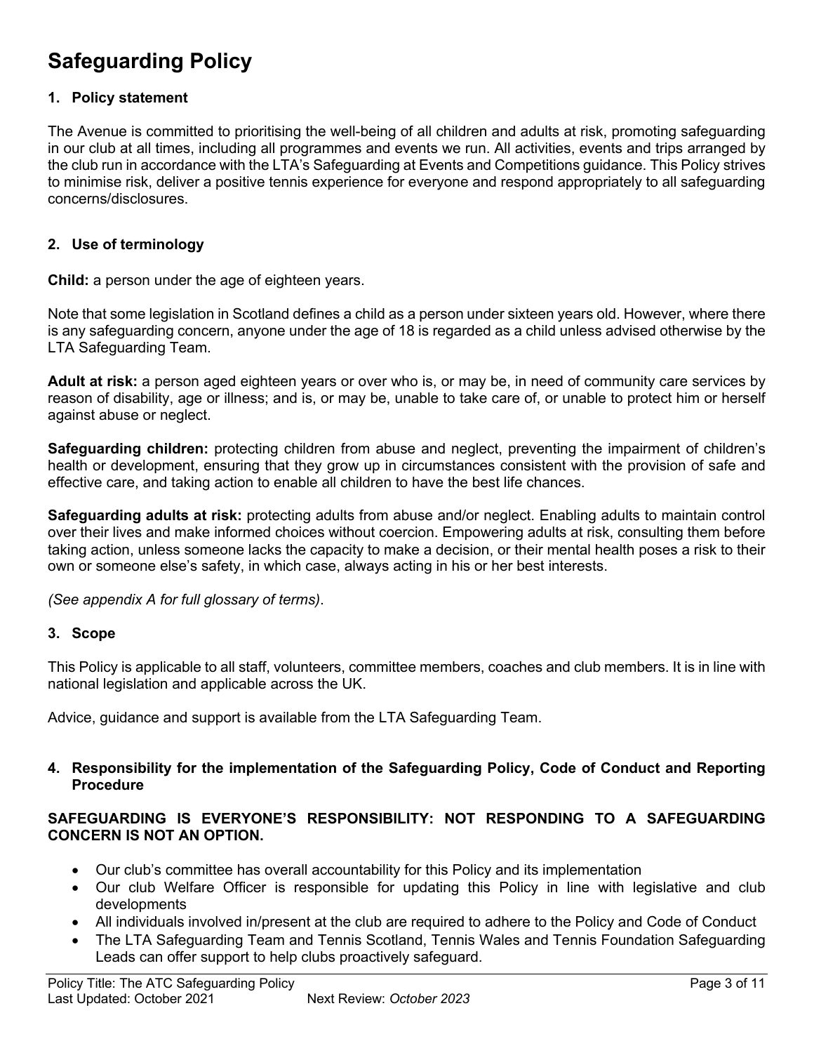# Safeguarding Policy

## 1. Policy statement

The Avenue is committed to prioritising the well-being of all children and adults at risk, promoting safeguarding in our club at all times, including all programmes and events we run. All activities, events and trips arranged by the club run in accordance with the LTA's Safeguarding at Events and Competitions guidance. This Policy strives to minimise risk, deliver a positive tennis experience for everyone and respond appropriately to all safeguarding concerns/disclosures.

## 2. Use of terminology

**Child:** a person under the age of eighteen years.

Note that some legislation in Scotland defines a child as a person under sixteen years old. However, where there is any safeguarding concern, anyone under the age of 18 is regarded as a child unless advised otherwise by the LTA Safeguarding Team.

**Adult at risk:** a person aged eighteen years or over who is, or may be, in need of community care services by reason of disability, age or illness; and is, or may be, unable to take care of, or unable to protect him or herself against abuse or neglect.

**Safeguarding children:** protecting children from abuse and neglect, preventing the impairment of children's health or development, ensuring that they grow up in circumstances consistent with the provision of safe and effective care, and taking action to enable all children to have the best life chances.

**Safeguarding adults at risk:** protecting adults from abuse and/or neglect. Enabling adults to maintain control over their lives and make informed choices without coercion. Empowering adults at risk, consulting them before taking action, unless someone lacks the capacity to make a decision, or their mental health poses a risk to their own or someone else's safety, in which case, always acting in his or her best interests.

*(See appendix A for full glossary of terms).*

## 3. Scope

This Policy is applicable to all staff, volunteers, committee members, coaches and club members. It is in line with national legislation and applicable across the UK.

Advice, guidance and support is available from the LTA Safeguarding Team.

## 4. Responsibility for the implementation of the Safeguarding Policy, Code of Conduct and Reporting Procedure

**SAFEGUARDING IS EVERYONE'S RESPONSIBILITY: NOT RESPONDING TO A SAFEGUARDING CONCERN IS NOT AN OPTION.**

- Our club's committee has overall accountability for this Policy and its implementation
- Our club Welfare Officer is responsible for updating this Policy in line with legislative and club developments
- All individuals involved in/present at the club are required to adhere to the Policy and Code of Conduct
- The LTA Safeguarding Team and Tennis Scotland, Tennis Wales and Tennis Foundation Safeguarding Leads can offer support to help clubs proactively safeguard.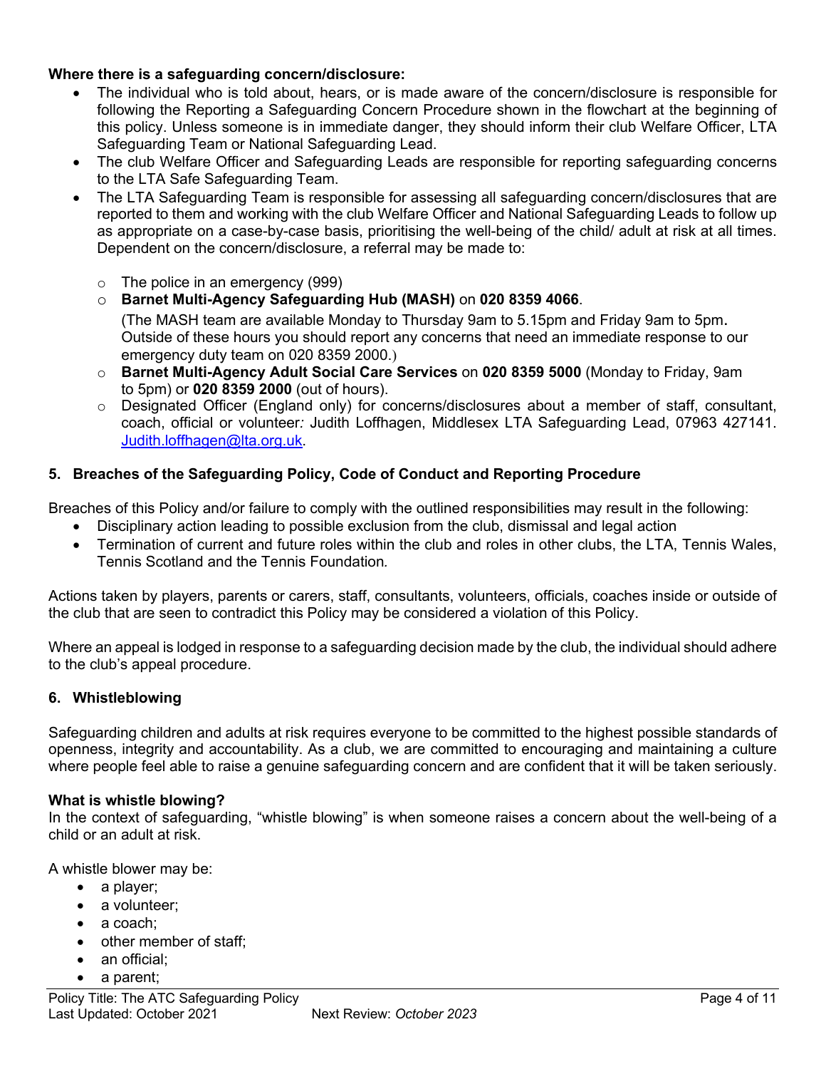**Where there is a safeguarding concern/disclosure:**

- The individual who is told about, hears, or is made aware of the concern/disclosure is responsible for following the Reporting a Safeguarding Concern Procedure shown in the flowchart at the beginning of this policy. Unless someone is in immediate danger, they should inform their club Welfare Officer, LTA Safeguarding Team or National Safeguarding Lead.
- The club Welfare Officer and Safeguarding Leads are responsible for reporting safeguarding concerns to the LTA Safe Safeguarding Team.
- The LTA Safeguarding Team is responsible for assessing all safeguarding concern/disclosures that are reported to them and working with the club Welfare Officer and National Safeguarding Leads to follow up as appropriate on a case-by-case basis, prioritising the well-being of the child/ adult at risk at all times. Dependent on the concern/disclosure, a referral may be made to:
  - The police in an emergency (999)
  - **Barnet Multi-Agency Safeguarding Hub (MASH)** on **020 8359 4066**.
    (The MASH team are available Monday to Thursday 9am to 5.15pm and Friday 9am to 5pm. Outside of these hours you should report any concerns that need an immediate response to our emergency duty team on 020 8359 2000.)
  - **Barnet Multi-Agency Adult Social Care Services** on **020 8359 5000** (Monday to Friday, 9am to 5pm) or **020 8359 2000** (out of hours).
  - Designated Officer (England only) for concerns/disclosures about a member of staff, consultant, coach, official or volunteer*:* Judith Loffhagen, Middlesex LTA Safeguarding Lead, 07963 427141. Judith.loffhagen@lta.org.uk.

## 5. Breaches of the Safeguarding Policy, Code of Conduct and Reporting Procedure

Breaches of this Policy and/or failure to comply with the outlined responsibilities may result in the following:

- Disciplinary action leading to possible exclusion from the club, dismissal and legal action
- Termination of current and future roles within the club and roles in other clubs, the LTA, Tennis Wales, Tennis Scotland and the Tennis Foundation*.*

Actions taken by players, parents or carers, staff, consultants, volunteers, officials, coaches inside or outside of the club that are seen to contradict this Policy may be considered a violation of this Policy.

Where an appeal is lodged in response to a safeguarding decision made by the club, the individual should adhere to the club's appeal procedure.

## 6. Whistleblowing

Safeguarding children and adults at risk requires everyone to be committed to the highest possible standards of openness, integrity and accountability. As a club, we are committed to encouraging and maintaining a culture where people feel able to raise a genuine safeguarding concern and are confident that it will be taken seriously.

**What is whistle blowing?**

In the context of safeguarding, "whistle blowing" is when someone raises a concern about the well-being of a child or an adult at risk.

A whistle blower may be:

- a player;
- a volunteer;
- a coach;
- other member of staff;
- an official;
- a parent;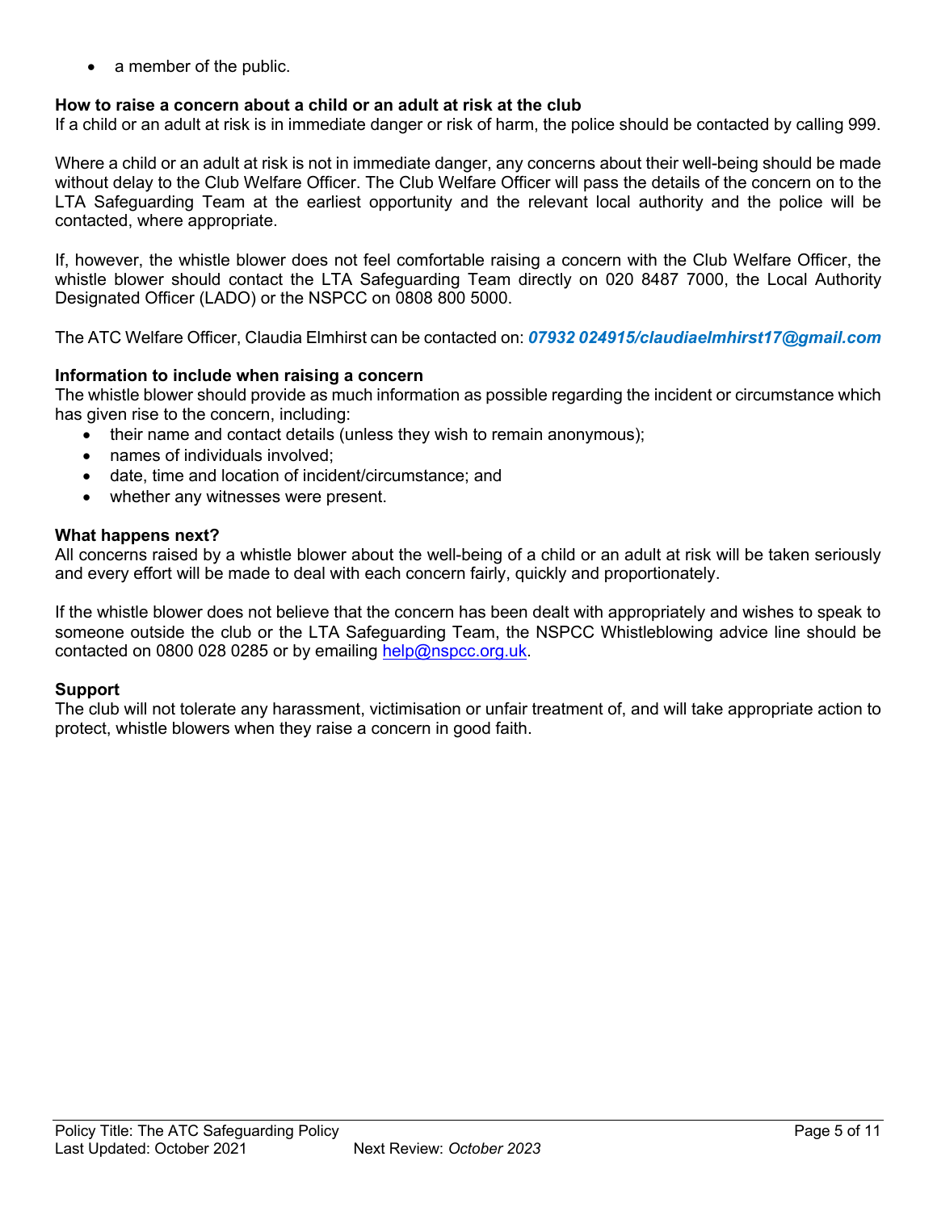- a member of the public.

**How to raise a concern about a child or an adult at risk at the club**
If a child or an adult at risk is in immediate danger or risk of harm, the police should be contacted by calling 999.

Where a child or an adult at risk is not in immediate danger, any concerns about their well-being should be made without delay to the Club Welfare Officer. The Club Welfare Officer will pass the details of the concern on to the LTA Safeguarding Team at the earliest opportunity and the relevant local authority and the police will be contacted, where appropriate.

If, however, the whistle blower does not feel comfortable raising a concern with the Club Welfare Officer, the whistle blower should contact the LTA Safeguarding Team directly on 020 8487 7000, the Local Authority Designated Officer (LADO) or the NSPCC on 0808 800 5000.

The ATC Welfare Officer, Claudia Elmhirst can be contacted on: ***07932 024915/claudiaelmhirst17@gmail.com***

**Information to include when raising a concern**
The whistle blower should provide as much information as possible regarding the incident or circumstance which has given rise to the concern, including:

- their name and contact details (unless they wish to remain anonymous);
- names of individuals involved;
- date, time and location of incident/circumstance; and
- whether any witnesses were present.

**What happens next?**
All concerns raised by a whistle blower about the well-being of a child or an adult at risk will be taken seriously and every effort will be made to deal with each concern fairly, quickly and proportionately.

If the whistle blower does not believe that the concern has been dealt with appropriately and wishes to speak to someone outside the club or the LTA Safeguarding Team, the NSPCC Whistleblowing advice line should be contacted on 0800 028 0285 or by emailing help@nspcc.org.uk.

**Support**
The club will not tolerate any harassment, victimisation or unfair treatment of, and will take appropriate action to protect, whistle blowers when they raise a concern in good faith.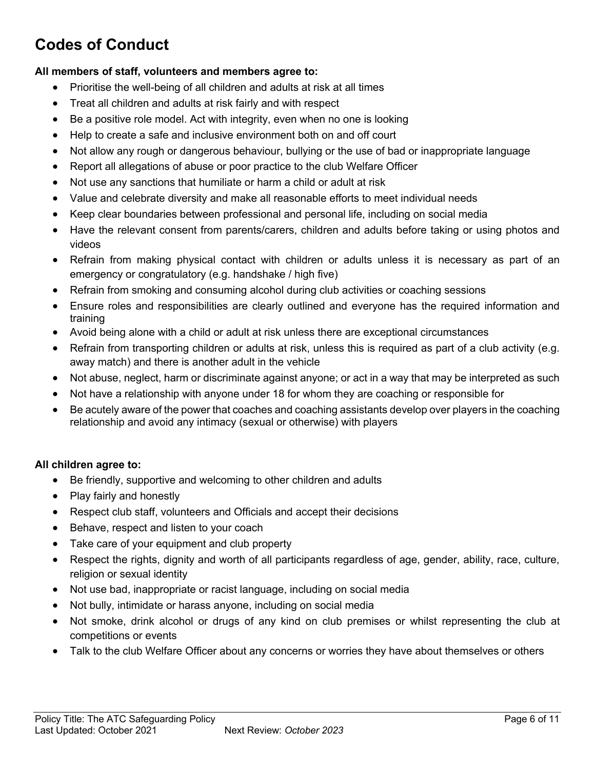# Codes of Conduct

**All members of staff, volunteers and members agree to:**

- Prioritise the well-being of all children and adults at risk at all times
- Treat all children and adults at risk fairly and with respect
- Be a positive role model. Act with integrity, even when no one is looking
- Help to create a safe and inclusive environment both on and off court
- Not allow any rough or dangerous behaviour, bullying or the use of bad or inappropriate language
- Report all allegations of abuse or poor practice to the club Welfare Officer
- Not use any sanctions that humiliate or harm a child or adult at risk
- Value and celebrate diversity and make all reasonable efforts to meet individual needs
- Keep clear boundaries between professional and personal life, including on social media
- Have the relevant consent from parents/carers, children and adults before taking or using photos and videos
- Refrain from making physical contact with children or adults unless it is necessary as part of an emergency or congratulatory (e.g. handshake / high five)
- Refrain from smoking and consuming alcohol during club activities or coaching sessions
- Ensure roles and responsibilities are clearly outlined and everyone has the required information and training
- Avoid being alone with a child or adult at risk unless there are exceptional circumstances
- Refrain from transporting children or adults at risk, unless this is required as part of a club activity (e.g. away match) and there is another adult in the vehicle
- Not abuse, neglect, harm or discriminate against anyone; or act in a way that may be interpreted as such
- Not have a relationship with anyone under 18 for whom they are coaching or responsible for
- Be acutely aware of the power that coaches and coaching assistants develop over players in the coaching relationship and avoid any intimacy (sexual or otherwise) with players

**All children agree to:**

- Be friendly, supportive and welcoming to other children and adults
- Play fairly and honestly
- Respect club staff, volunteers and Officials and accept their decisions
- Behave, respect and listen to your coach
- Take care of your equipment and club property
- Respect the rights, dignity and worth of all participants regardless of age, gender, ability, race, culture, religion or sexual identity
- Not use bad, inappropriate or racist language, including on social media
- Not bully, intimidate or harass anyone, including on social media
- Not smoke, drink alcohol or drugs of any kind on club premises or whilst representing the club at competitions or events
- Talk to the club Welfare Officer about any concerns or worries they have about themselves or others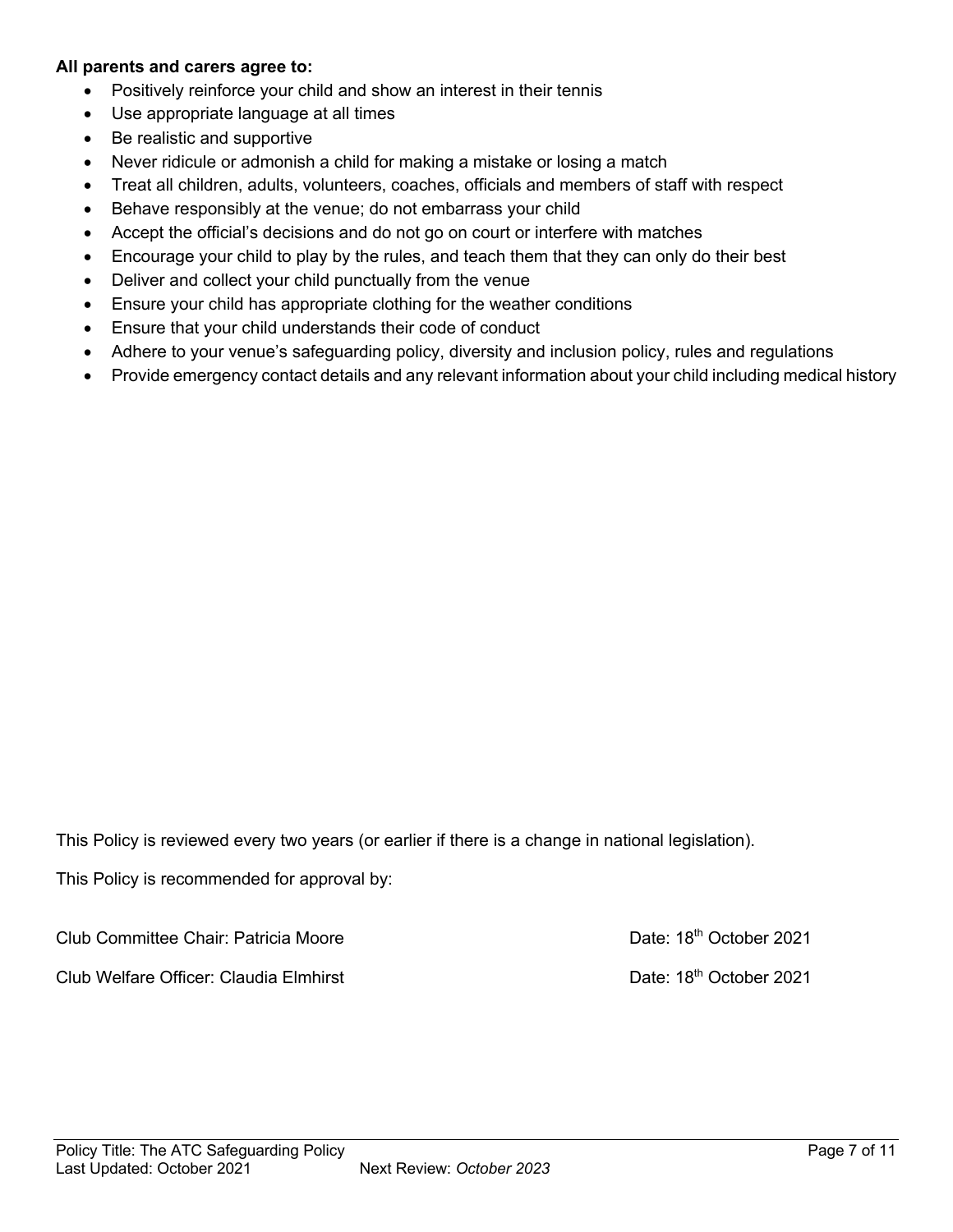**All parents and carers agree to:**

- Positively reinforce your child and show an interest in their tennis
- Use appropriate language at all times
- Be realistic and supportive
- Never ridicule or admonish a child for making a mistake or losing a match
- Treat all children, adults, volunteers, coaches, officials and members of staff with respect
- Behave responsibly at the venue; do not embarrass your child
- Accept the official's decisions and do not go on court or interfere with matches
- Encourage your child to play by the rules, and teach them that they can only do their best
- Deliver and collect your child punctually from the venue
- Ensure your child has appropriate clothing for the weather conditions
- Ensure that your child understands their code of conduct
- Adhere to your venue's safeguarding policy, diversity and inclusion policy, rules and regulations
- Provide emergency contact details and any relevant information about your child including medical history

This Policy is reviewed every two years (or earlier if there is a change in national legislation).

This Policy is recommended for approval by:

Club Committee Chair: Patricia Moore — Date: 18th October 2021

Club Welfare Officer: Claudia Elmhirst — Date: 18th October 2021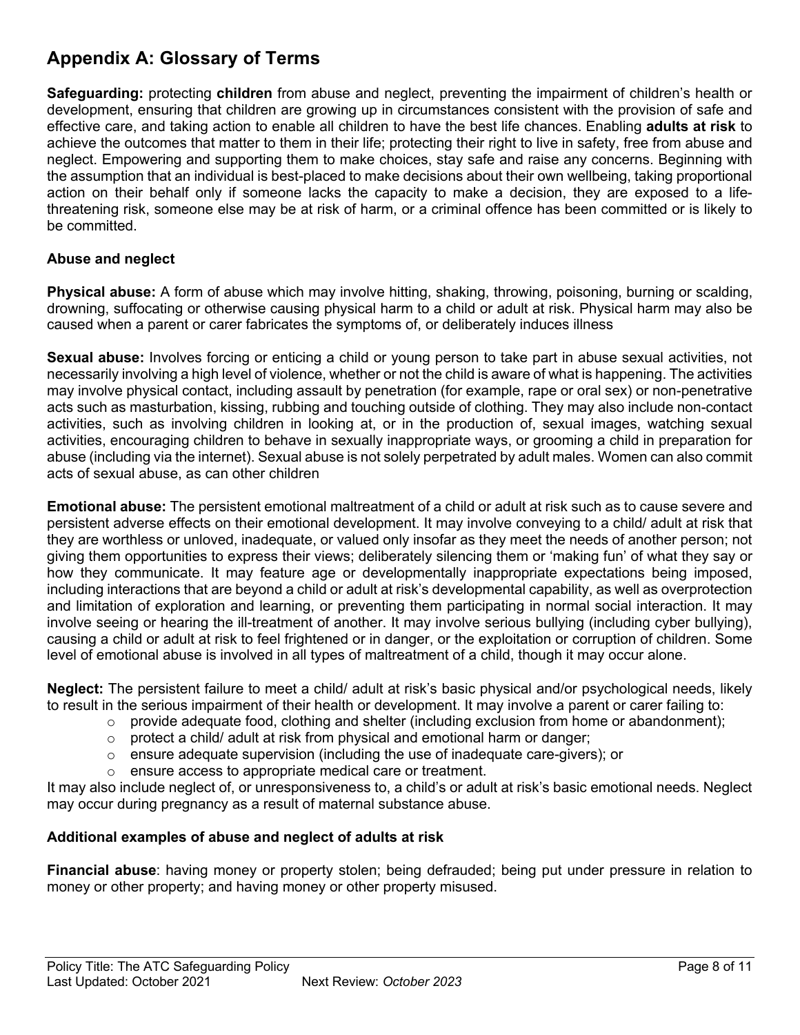## Appendix A: Glossary of Terms

**Safeguarding:** protecting **children** from abuse and neglect, preventing the impairment of children's health or development, ensuring that children are growing up in circumstances consistent with the provision of safe and effective care, and taking action to enable all children to have the best life chances. Enabling **adults at risk** to achieve the outcomes that matter to them in their life; protecting their right to live in safety, free from abuse and neglect. Empowering and supporting them to make choices, stay safe and raise any concerns. Beginning with the assumption that an individual is best-placed to make decisions about their own wellbeing, taking proportional action on their behalf only if someone lacks the capacity to make a decision, they are exposed to a life-threatening risk, someone else may be at risk of harm, or a criminal offence has been committed or is likely to be committed.

### Abuse and neglect

**Physical abuse:** A form of abuse which may involve hitting, shaking, throwing, poisoning, burning or scalding, drowning, suffocating or otherwise causing physical harm to a child or adult at risk. Physical harm may also be caused when a parent or carer fabricates the symptoms of, or deliberately induces illness

**Sexual abuse:** Involves forcing or enticing a child or young person to take part in abuse sexual activities, not necessarily involving a high level of violence, whether or not the child is aware of what is happening. The activities may involve physical contact, including assault by penetration (for example, rape or oral sex) or non-penetrative acts such as masturbation, kissing, rubbing and touching outside of clothing. They may also include non-contact activities, such as involving children in looking at, or in the production of, sexual images, watching sexual activities, encouraging children to behave in sexually inappropriate ways, or grooming a child in preparation for abuse (including via the internet). Sexual abuse is not solely perpetrated by adult males. Women can also commit acts of sexual abuse, as can other children

**Emotional abuse:** The persistent emotional maltreatment of a child or adult at risk such as to cause severe and persistent adverse effects on their emotional development. It may involve conveying to a child/ adult at risk that they are worthless or unloved, inadequate, or valued only insofar as they meet the needs of another person; not giving them opportunities to express their views; deliberately silencing them or 'making fun' of what they say or how they communicate. It may feature age or developmentally inappropriate expectations being imposed, including interactions that are beyond a child or adult at risk's developmental capability, as well as overprotection and limitation of exploration and learning, or preventing them participating in normal social interaction. It may involve seeing or hearing the ill-treatment of another. It may involve serious bullying (including cyber bullying), causing a child or adult at risk to feel frightened or in danger, or the exploitation or corruption of children. Some level of emotional abuse is involved in all types of maltreatment of a child, though it may occur alone.

**Neglect:** The persistent failure to meet a child/ adult at risk's basic physical and/or psychological needs, likely to result in the serious impairment of their health or development. It may involve a parent or carer failing to:

- provide adequate food, clothing and shelter (including exclusion from home or abandonment);
- protect a child/ adult at risk from physical and emotional harm or danger;
- ensure adequate supervision (including the use of inadequate care-givers); or
- ensure access to appropriate medical care or treatment.

It may also include neglect of, or unresponsiveness to, a child's or adult at risk's basic emotional needs. Neglect may occur during pregnancy as a result of maternal substance abuse.

### Additional examples of abuse and neglect of adults at risk

**Financial abuse**: having money or property stolen; being defrauded; being put under pressure in relation to money or other property; and having money or other property misused.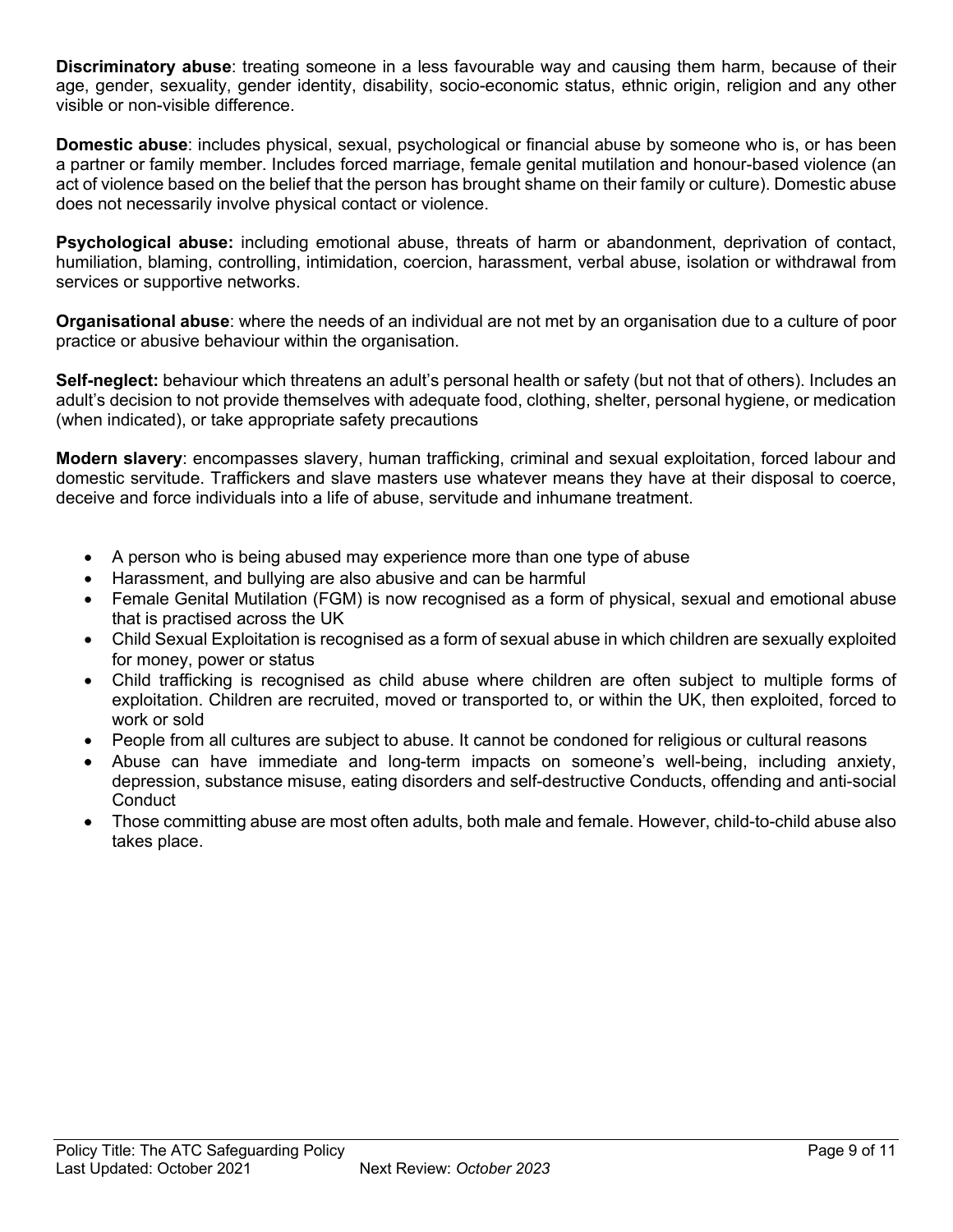**Discriminatory abuse**: treating someone in a less favourable way and causing them harm, because of their age, gender, sexuality, gender identity, disability, socio-economic status, ethnic origin, religion and any other visible or non-visible difference.

**Domestic abuse**: includes physical, sexual, psychological or financial abuse by someone who is, or has been a partner or family member. Includes forced marriage, female genital mutilation and honour-based violence (an act of violence based on the belief that the person has brought shame on their family or culture). Domestic abuse does not necessarily involve physical contact or violence.

**Psychological abuse:** including emotional abuse, threats of harm or abandonment, deprivation of contact, humiliation, blaming, controlling, intimidation, coercion, harassment, verbal abuse, isolation or withdrawal from services or supportive networks.

**Organisational abuse**: where the needs of an individual are not met by an organisation due to a culture of poor practice or abusive behaviour within the organisation.

**Self-neglect:** behaviour which threatens an adult's personal health or safety (but not that of others). Includes an adult's decision to not provide themselves with adequate food, clothing, shelter, personal hygiene, or medication (when indicated), or take appropriate safety precautions

**Modern slavery**: encompasses slavery, human trafficking, criminal and sexual exploitation, forced labour and domestic servitude. Traffickers and slave masters use whatever means they have at their disposal to coerce, deceive and force individuals into a life of abuse, servitude and inhumane treatment.

- A person who is being abused may experience more than one type of abuse
- Harassment, and bullying are also abusive and can be harmful
- Female Genital Mutilation (FGM) is now recognised as a form of physical, sexual and emotional abuse that is practised across the UK
- Child Sexual Exploitation is recognised as a form of sexual abuse in which children are sexually exploited for money, power or status
- Child trafficking is recognised as child abuse where children are often subject to multiple forms of exploitation. Children are recruited, moved or transported to, or within the UK, then exploited, forced to work or sold
- People from all cultures are subject to abuse. It cannot be condoned for religious or cultural reasons
- Abuse can have immediate and long-term impacts on someone's well-being, including anxiety, depression, substance misuse, eating disorders and self-destructive Conducts, offending and anti-social Conduct
- Those committing abuse are most often adults, both male and female. However, child-to-child abuse also takes place.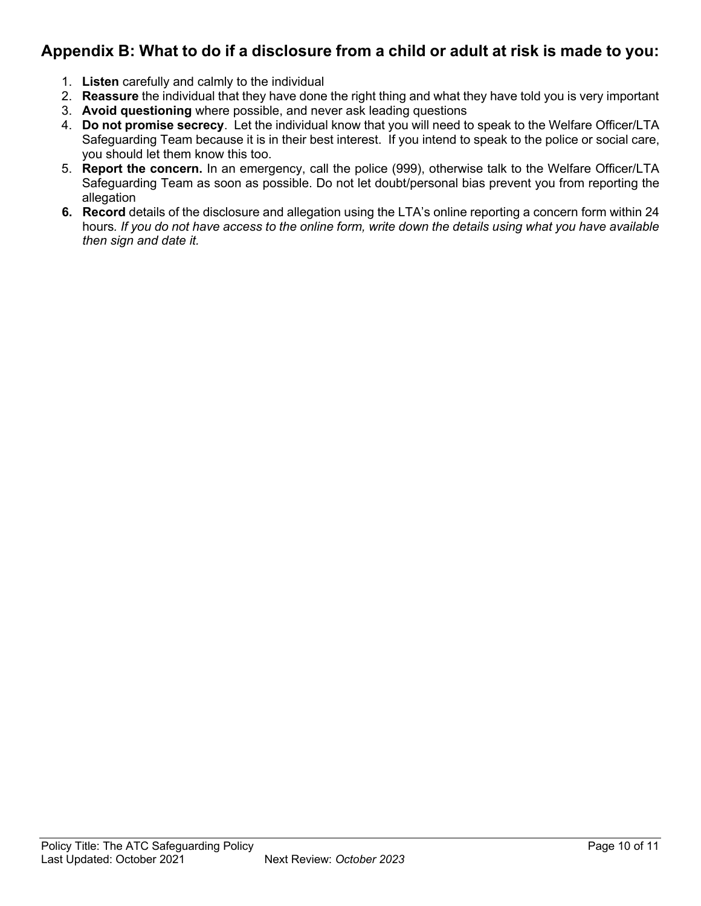## Appendix B: What to do if a disclosure from a child or adult at risk is made to you:

1. **Listen** carefully and calmly to the individual
2. **Reassure** the individual that they have done the right thing and what they have told you is very important
3. **Avoid questioning** where possible, and never ask leading questions
4. **Do not promise secrecy**. Let the individual know that you will need to speak to the Welfare Officer/LTA Safeguarding Team because it is in their best interest. If you intend to speak to the police or social care, you should let them know this too.
5. **Report the concern.** In an emergency, call the police (999), otherwise talk to the Welfare Officer/LTA Safeguarding Team as soon as possible. Do not let doubt/personal bias prevent you from reporting the allegation
6. **Record** details of the disclosure and allegation using the LTA's online reporting a concern form within 24 hours. *If you do not have access to the online form, write down the details using what you have available then sign and date it.*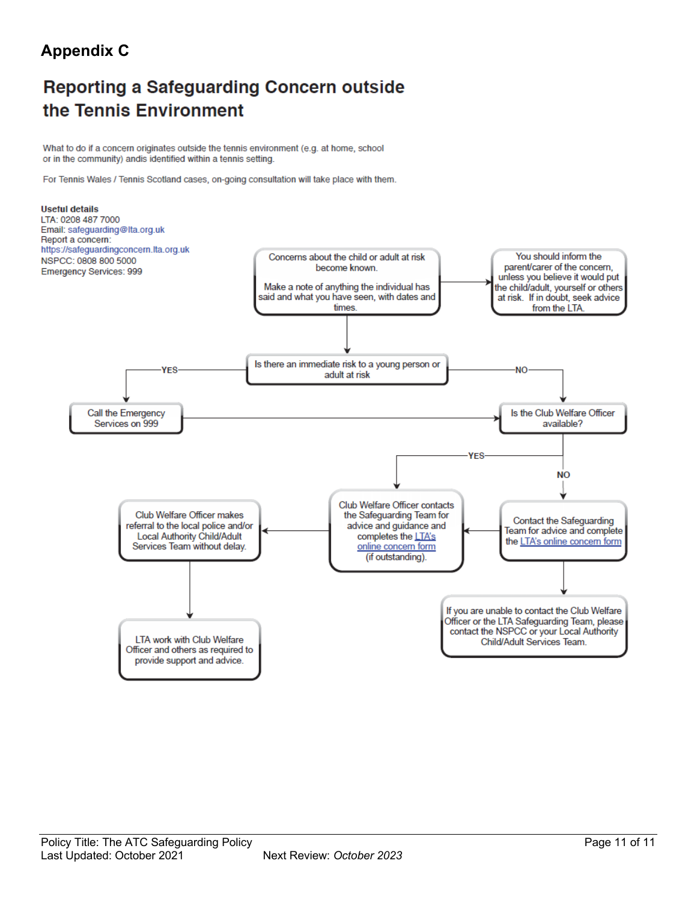# Appendix C

## Reporting a Safeguarding Concern outside the Tennis Environment

What to do if a concern originates outside the tennis environment (e.g. at home, school or in the community) andis identified within a tennis setting.

For Tennis Wales / Tennis Scotland cases, on-going consultation will take place with them.

**Useful details**
LTA: 0208 487 7000
Email: safeguarding@lta.org.uk
Report a concern:
https://safeguardingconcern.lta.org.uk
NSPCC: 0808 800 5000
Emergency Services: 999

Concerns about the child or adult at risk become known.

Make a note of anything the individual has said and what you have seen, with dates and times.

You should inform the parent/carer of the concern, unless you believe it would put the child/adult, yourself or others at risk. If in doubt, seek advice from the LTA.

Is there an immediate risk to a young person or adult at risk

YES

NO

Call the Emergency Services on 999

Is the Club Welfare Officer available?

YES

NO

Club Welfare Officer makes referral to the local police and/or Local Authority Child/Adult Services Team without delay.

Club Welfare Officer contacts the Safeguarding Team for advice and guidance and completes the LTA's online concern form (if outstanding).

Contact the Safeguarding Team for advice and complete the LTA's online concern form

LTA work with Club Welfare Officer and others as required to provide support and advice.

If you are unable to contact the Club Welfare Officer or the LTA Safeguarding Team, please contact the NSPCC or your Local Authority Child/Adult Services Team.

Policy Title: The ATC Safeguarding Policy
Last Updated: October 2021 Next Review: *October 2023*